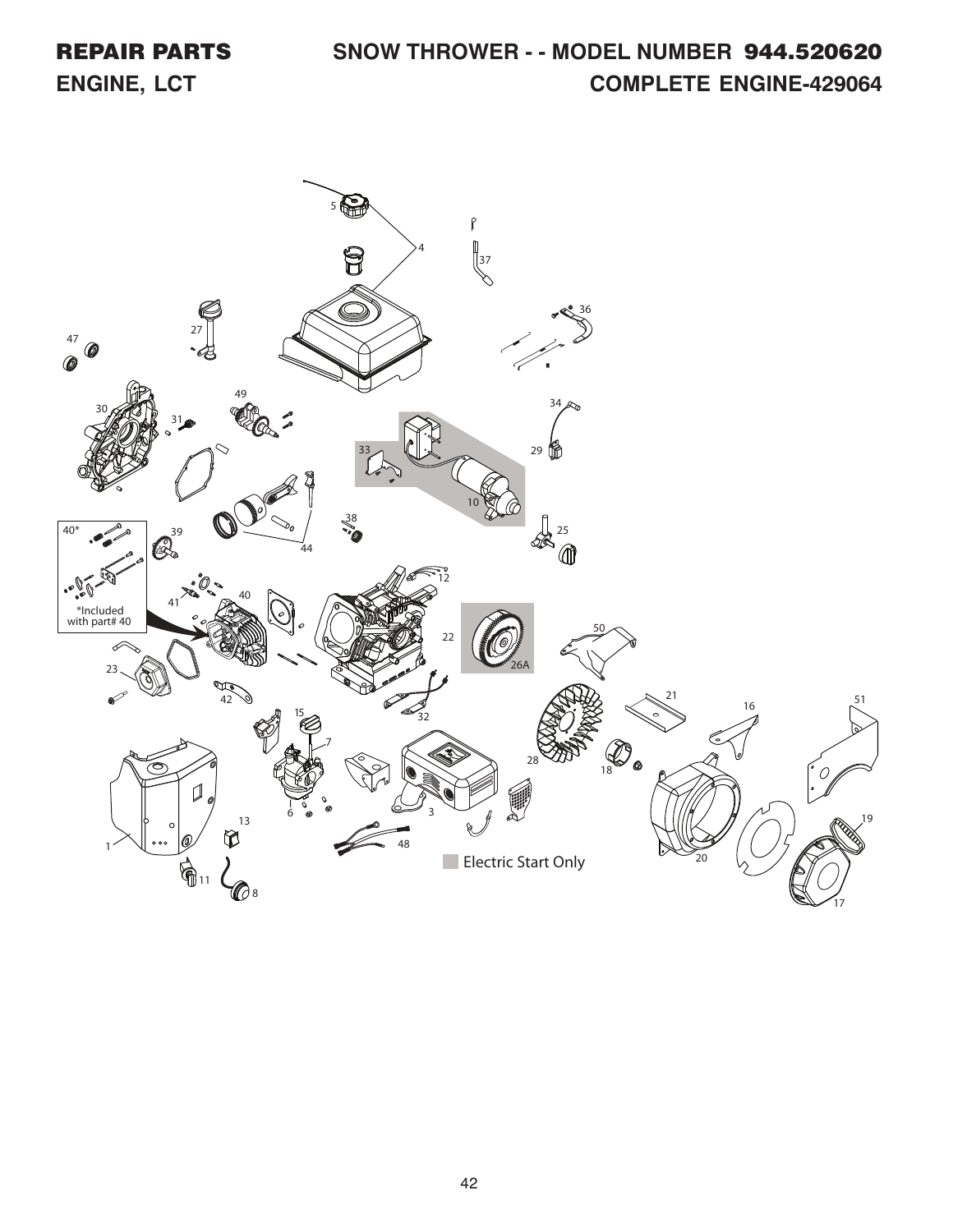# REPAIR PARTS

## SNOW THROWER - - MODEL NUMBER 944.520620

## ENGINE, LCT

## COMPLETE ENGINE-429064

40* *Included with part# 40

Electric Start Only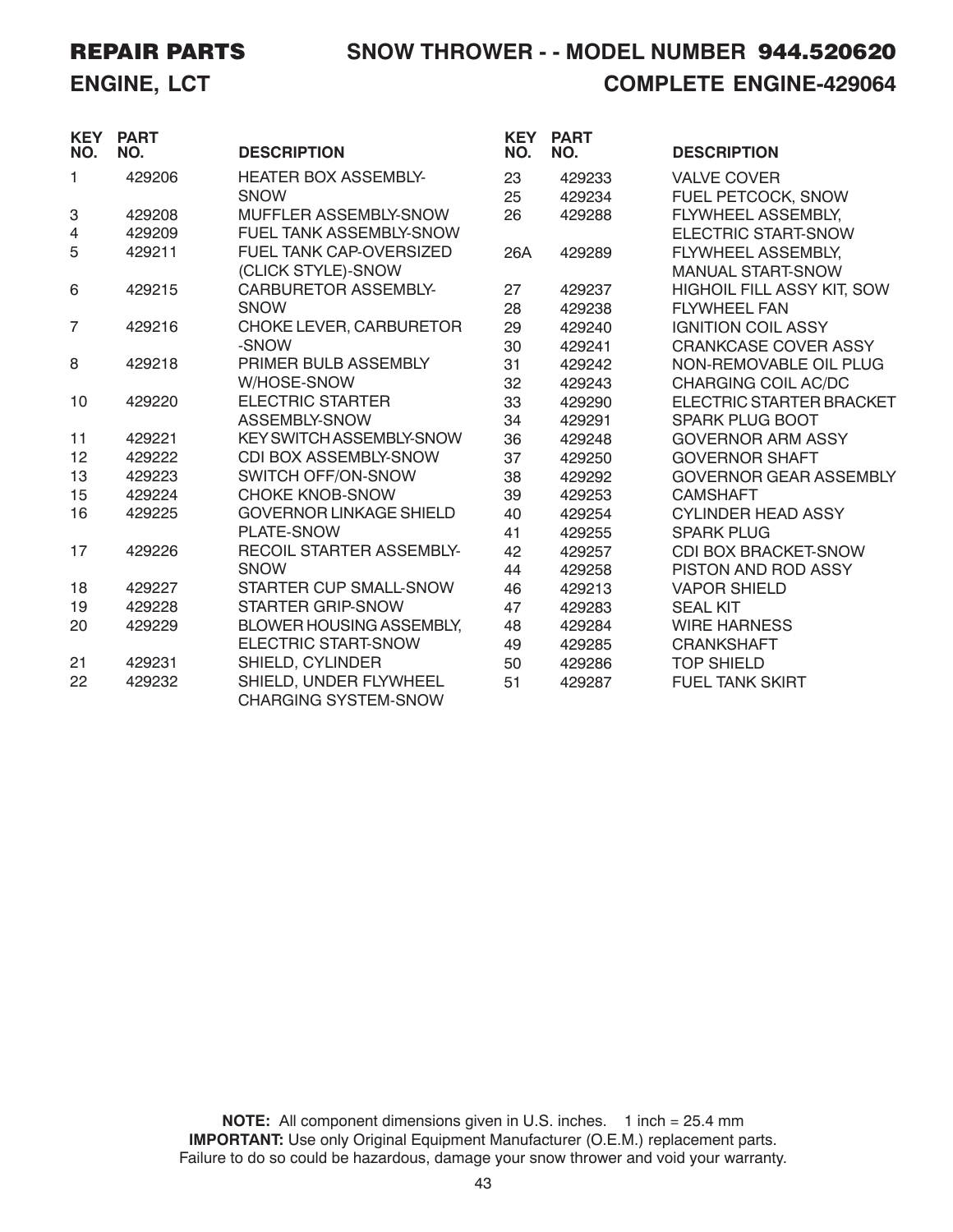# REPAIR PARTS SNOW THROWER - - MODEL NUMBER 944.520620

## ENGINE, LCT COMPLETE ENGINE-429064

| KEY NO. | PART NO. | DESCRIPTION |
|---|---|---|
| 1 | 429206 | HEATER BOX ASSEMBLY-SNOW |
| 3 | 429208 | MUFFLER ASSEMBLY-SNOW |
| 4 | 429209 | FUEL TANK ASSEMBLY-SNOW |
| 5 | 429211 | FUEL TANK CAP-OVERSIZED (CLICK STYLE)-SNOW |
| 6 | 429215 | CARBURETOR ASSEMBLY-SNOW |
| 7 | 429216 | CHOKE LEVER, CARBURETOR -SNOW |
| 8 | 429218 | PRIMER BULB ASSEMBLY W/HOSE-SNOW |
| 10 | 429220 | ELECTRIC STARTER ASSEMBLY-SNOW |
| 11 | 429221 | KEY SWITCH ASSEMBLY-SNOW |
| 12 | 429222 | CDI BOX ASSEMBLY-SNOW |
| 13 | 429223 | SWITCH OFF/ON-SNOW |
| 15 | 429224 | CHOKE KNOB-SNOW |
| 16 | 429225 | GOVERNOR LINKAGE SHIELD PLATE-SNOW |
| 17 | 429226 | RECOIL STARTER ASSEMBLY-SNOW |
| 18 | 429227 | STARTER CUP SMALL-SNOW |
| 19 | 429228 | STARTER GRIP-SNOW |
| 20 | 429229 | BLOWER HOUSING ASSEMBLY, ELECTRIC START-SNOW |
| 21 | 429231 | SHIELD, CYLINDER |
| 22 | 429232 | SHIELD, UNDER FLYWHEEL CHARGING SYSTEM-SNOW |
| 23 | 429233 | VALVE COVER |
| 25 | 429234 | FUEL PETCOCK, SNOW |
| 26 | 429288 | FLYWHEEL ASSEMBLY, ELECTRIC START-SNOW |
| 26A | 429289 | FLYWHEEL ASSEMBLY, MANUAL START-SNOW |
| 27 | 429237 | HIGHOIL FILL ASSY KIT, SOW |
| 28 | 429238 | FLYWHEEL FAN |
| 29 | 429240 | IGNITION COIL ASSY |
| 30 | 429241 | CRANKCASE COVER ASSY |
| 31 | 429242 | NON-REMOVABLE OIL PLUG |
| 32 | 429243 | CHARGING COIL AC/DC |
| 33 | 429290 | ELECTRIC STARTER BRACKET |
| 34 | 429291 | SPARK PLUG BOOT |
| 36 | 429248 | GOVERNOR ARM ASSY |
| 37 | 429250 | GOVERNOR SHAFT |
| 38 | 429292 | GOVERNOR GEAR ASSEMBLY |
| 39 | 429253 | CAMSHAFT |
| 40 | 429254 | CYLINDER HEAD ASSY |
| 41 | 429255 | SPARK PLUG |
| 42 | 429257 | CDI BOX BRACKET-SNOW |
| 44 | 429258 | PISTON AND ROD ASSY |
| 46 | 429213 | VAPOR SHIELD |
| 47 | 429283 | SEAL KIT |
| 48 | 429284 | WIRE HARNESS |
| 49 | 429285 | CRANKSHAFT |
| 50 | 429286 | TOP SHIELD |
| 51 | 429287 | FUEL TANK SKIRT |

**NOTE:** All component dimensions given in U.S. inches. 1 inch = 25.4 mm
**IMPORTANT:** Use only Original Equipment Manufacturer (O.E.M.) replacement parts. Failure to do so could be hazardous, damage your snow thrower and void your warranty.